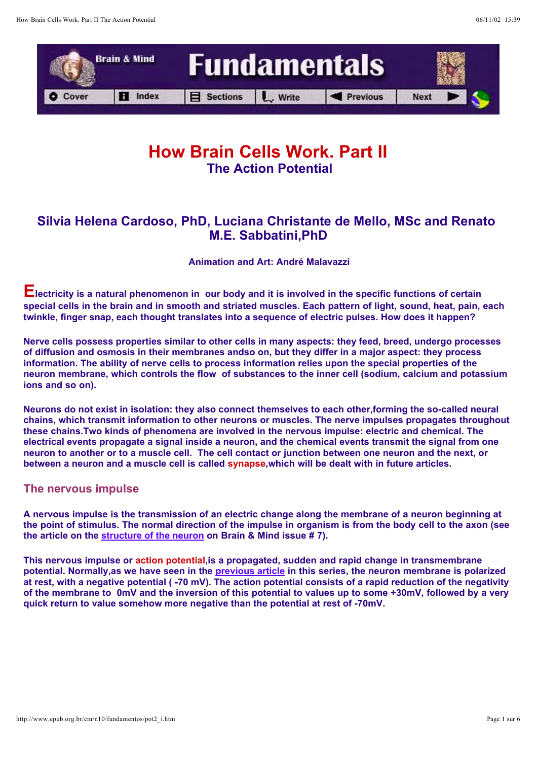# How Brain Cells Work. Part II

## The Action Potential

### Silvia Helena Cardoso, PhD, Luciana Christante de Mello, MSc and Renato M.E. Sabbatini,PhD

**Animation and Art: André Malavazzi**

**Electricity is a natural phenomenon in our body and it is involved in the specific functions of certain special cells in the brain and in smooth and striated muscles. Each pattern of light, sound, heat, pain, each twinkle, finger snap, each thought translates into a sequence of electric pulses. How does it happen?**

**Nerve cells possess properties similar to other cells in many aspects: they feed, breed, undergo processes of diffusion and osmosis in their membranes andso on, but they differ in a major aspect: they process information. The ability of nerve cells to process information relies upon the special properties of the neuron membrane, which controls the flow of substances to the inner cell (sodium, calcium and potassium ions and so on).**

**Neurons do not exist in isolation: they also connect themselves to each other,forming the so-called neural chains, which transmit information to other neurons or muscles. The nerve impulses propagates throughout these chains.Two kinds of phenomena are involved in the nervous impulse: electric and chemical. The electrical events propagate a signal inside a neuron, and the chemical events transmit the signal from one neuron to another or to a muscle cell. The cell contact or junction between one neuron and the next, or between a neuron and a muscle cell is called synapse,which will be dealt with in future articles.**

## The nervous impulse

**A nervous impulse is the transmission of an electric change along the membrane of a neuron beginning at the point of stimulus. The normal direction of the impulse in organism is from the body cell to the axon (see the article on the [structure of the neuron] on Brain & Mind issue # 7).**

**This nervous impulse or action potential,is a propagated, sudden and rapid change in transmembrane potential. Normally,as we have seen in the [previous article] in this series, the neuron membrane is polarized at rest, with a negative potential ( -70 mV). The action potential consists of a rapid reduction of the negativity of the membrane to 0mV and the inversion of this potential to values up to some +30mV, followed by a very quick return to value somehow more negative than the potential at rest of -70mV.**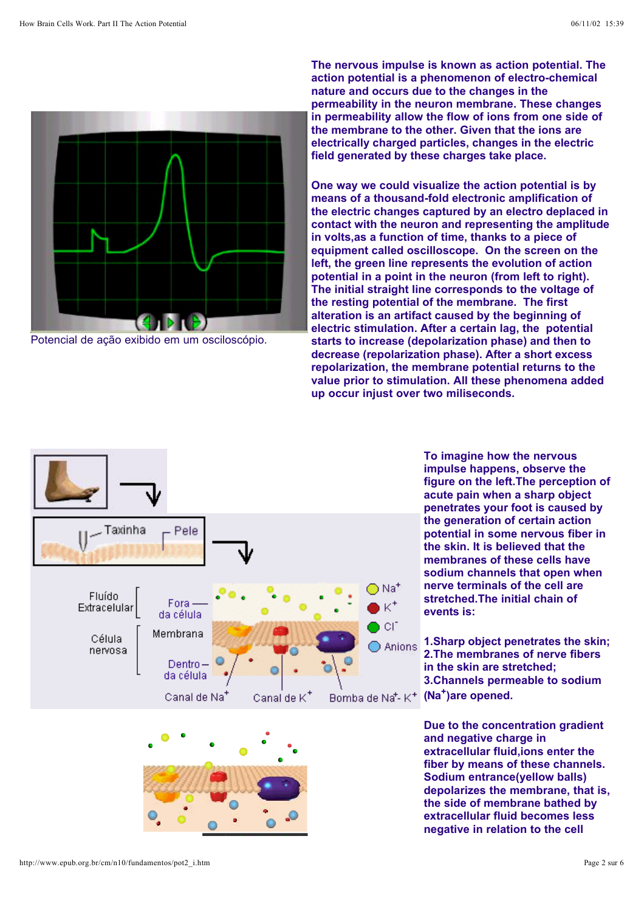Potencial de ação exibido em um osciloscópio.

**The nervous impulse is known as action potential. The action potential is a phenomenon of electro-chemical nature and occurs due to the changes in the permeability in the neuron membrane. These changes in permeability allow the flow of ions from one side of the membrane to the other. Given that the ions are electrically charged particles, changes in the electric field generated by these charges take place.**

**One way we could visualize the action potential is by means of a thousand-fold electronic amplification of the electric changes captured by an electro deplaced in contact with the neuron and representing the amplitude in volts,as a function of time, thanks to a piece of equipment called oscilloscope. On the screen on the left, the green line represents the evolution of action potential in a point in the neuron (from left to right). The initial straight line corresponds to the voltage of the resting potential of the membrane. The first alteration is an artifact caused by the beginning of electric stimulation. After a certain lag, the potential starts to increase (depolarization phase) and then to decrease (repolarization phase). After a short excess repolarization, the membrane potential returns to the value prior to stimulation. All these phenomena added up occur injust over two miliseconds.**

**To imagine how the nervous impulse happens, observe the figure on the left.The perception of acute pain when a sharp object penetrates your foot is caused by the generation of certain action potential in some nervous fiber in the skin. It is believed that the membranes of these cells have sodium channels that open when nerve terminals of the cell are stretched.The initial chain of events is:**

**1.Sharp object penetrates the skin;**
**2.The membranes of nerve fibers in the skin are stretched;**
**3.Channels permeable to sodium ($Na^+$)are opened.**

**Due to the concentration gradient and negative charge in extracellular fluid,ions enter the fiber by means of these channels. Sodium entrance(yellow balls) depolarizes the membrane, that is, the side of membrane bathed by extracellular fluid becomes less negative in relation to the cell**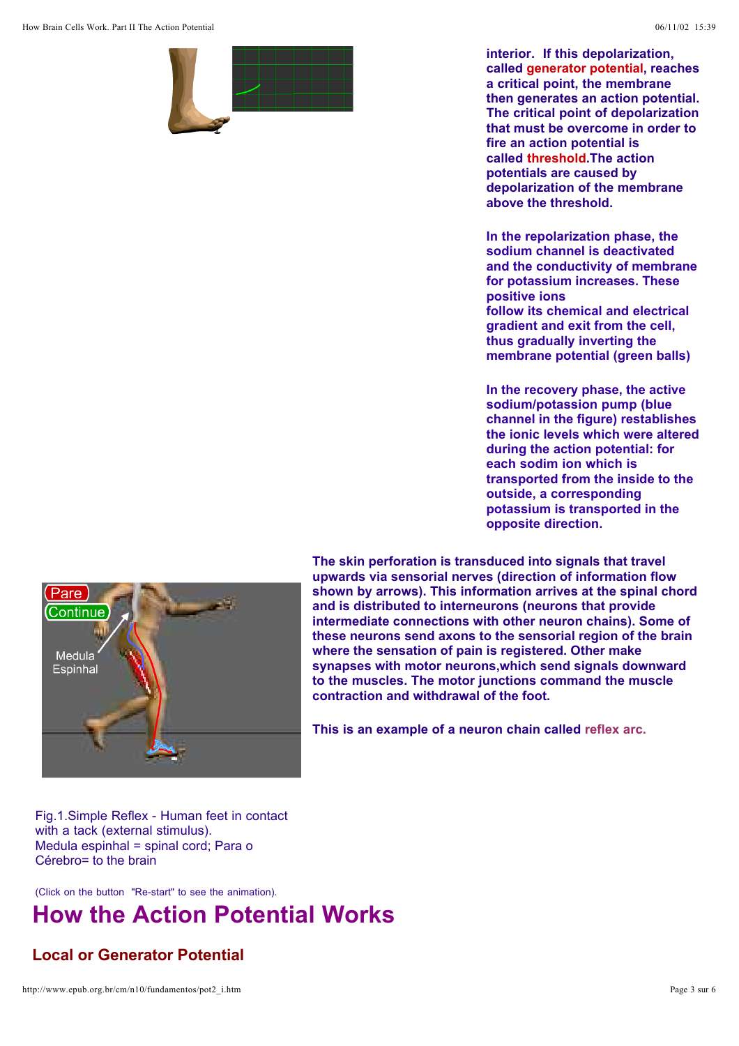**interior. If this depolarization, called generator potential, reaches a critical point, the membrane then generates an action potential. The critical point of depolarization that must be overcome in order to fire an action potential is called threshold.The action potentials are caused by depolarization of the membrane above the threshold.**

**In the repolarization phase, the sodium channel is deactivated and the conductivity of membrane for potassium increases. These positive ions follow its chemical and electrical gradient and exit from the cell, thus gradually inverting the membrane potential (green balls)**

**In the recovery phase, the active sodium/potassion pump (blue channel in the figure) restablishes the ionic levels which were altered during the action potential: for each sodim ion which is transported from the inside to the outside, a corresponding potassium is transported in the opposite direction.**

**The skin perforation is transduced into signals that travel upwards via sensorial nerves (direction of information flow shown by arrows). This information arrives at the spinal chord and is distributed to interneurons (neurons that provide intermediate connections with other neuron chains). Some of these neurons send axons to the sensorial region of the brain where the sensation of pain is registered. Other make synapses with motor neurons,which send signals downward to the muscles. The motor junctions command the muscle contraction and withdrawal of the foot.**

**This is an example of a neuron chain called reflex arc.**

Pare

Continue

Medula Espinhal

Fig.1.Simple Reflex - Human feet in contact with a tack (external stimulus).
Medula espinhal = spinal cord; Para o Cérebro= to the brain

(Click on the button "Re-start" to see the animation).

# How the Action Potential Works

## Local or Generator Potential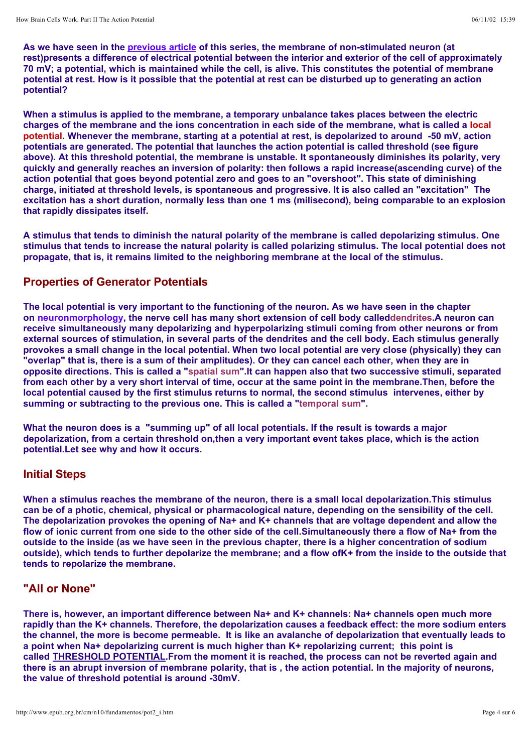**As we have seen in the previous article of this series, the membrane of non-stimulated neuron (at rest)presents a difference of electrical potential between the interior and exterior of the cell of approximately 70 mV; a potential, which is maintained while the cell, is alive. This constitutes the potential of membrane potential at rest. How is it possible that the potential at rest can be disturbed up to generating an action potential?**

**When a stimulus is applied to the membrane, a temporary unbalance takes places between the electric charges of the membrane and the ions concentration in each side of the membrane, what is called a local potential. Whenever the membrane, starting at a potential at rest, is depolarized to around -50 mV, action potentials are generated. The potential that launches the action potential is called threshold (see figure above). At this threshold potential, the membrane is unstable. It spontaneously diminishes its polarity, very quickly and generally reaches an inversion of polarity: then follows a rapid increase(ascending curve) of the action potential that goes beyond potential zero and goes to an "overshoot". This state of diminishing charge, initiated at threshold levels, is spontaneous and progressive. It is also called an "excitation" The excitation has a short duration, normally less than one 1 ms (milisecond), being comparable to an explosion that rapidly dissipates itself.**

**A stimulus that tends to diminish the natural polarity of the membrane is called depolarizing stimulus. One stimulus that tends to increase the natural polarity is called polarizing stimulus. The local potential does not propagate, that is, it remains limited to the neighboring membrane at the local of the stimulus.**

## Properties of Generator Potentials

**The local potential is very important to the functioning of the neuron. As we have seen in the chapter on neuronmorphology, the nerve cell has many short extension of cell body calleddendrites.A neuron can receive simultaneously many depolarizing and hyperpolarizing stimuli coming from other neurons or from external sources of stimulation, in several parts of the dendrites and the cell body. Each stimulus generally provokes a small change in the local potential. When two local potential are very close (physically) they can "overlap" that is, there is a sum of their amplitudes). Or they can cancel each other, when they are in opposite directions. This is called a "spatial sum".It can happen also that two successive stimuli, separated from each other by a very short interval of time, occur at the same point in the membrane.Then, before the local potential caused by the first stimulus returns to normal, the second stimulus intervenes, either by summing or subtracting to the previous one. This is called a "temporal sum".**

**What the neuron does is a "summing up" of all local potentials. If the result is towards a major depolarization, from a certain threshold on,then a very important event takes place, which is the action potential.Let see why and how it occurs.**

## Initial Steps

**When a stimulus reaches the membrane of the neuron, there is a small local depolarization.This stimulus can be of a photic, chemical, physical or pharmacological nature, depending on the sensibility of the cell. The depolarization provokes the opening of $Na^+$ and $K^+$ channels that are voltage dependent and allow the flow of ionic current from one side to the other side of the cell.Simultaneously there a flow of $Na^+$ from the outside to the inside (as we have seen in the previous chapter, there is a higher concentration of sodium outside), which tends to further depolarize the membrane; and a flow of$K^+$ from the inside to the outside that tends to repolarize the membrane.**

## "All or None"

**There is, however, an important difference between $Na^+$ and $K^+$ channels: $Na^+$ channels open much more rapidly than the $K^+$ channels. Therefore, the depolarization causes a feedback effect: the more sodium enters the channel, the more is become permeable. It is like an avalanche of depolarization that eventually leads to a point when $Na^+$ depolarizing current is much higher than $K^+$ repolarizing current; this point is called THRESHOLD POTENTIAL.From the moment it is reached, the process can not be reverted again and there is an abrupt inversion of membrane polarity, that is , the action potential. In the majority of neurons, the value of threshold potential is around -30mV.**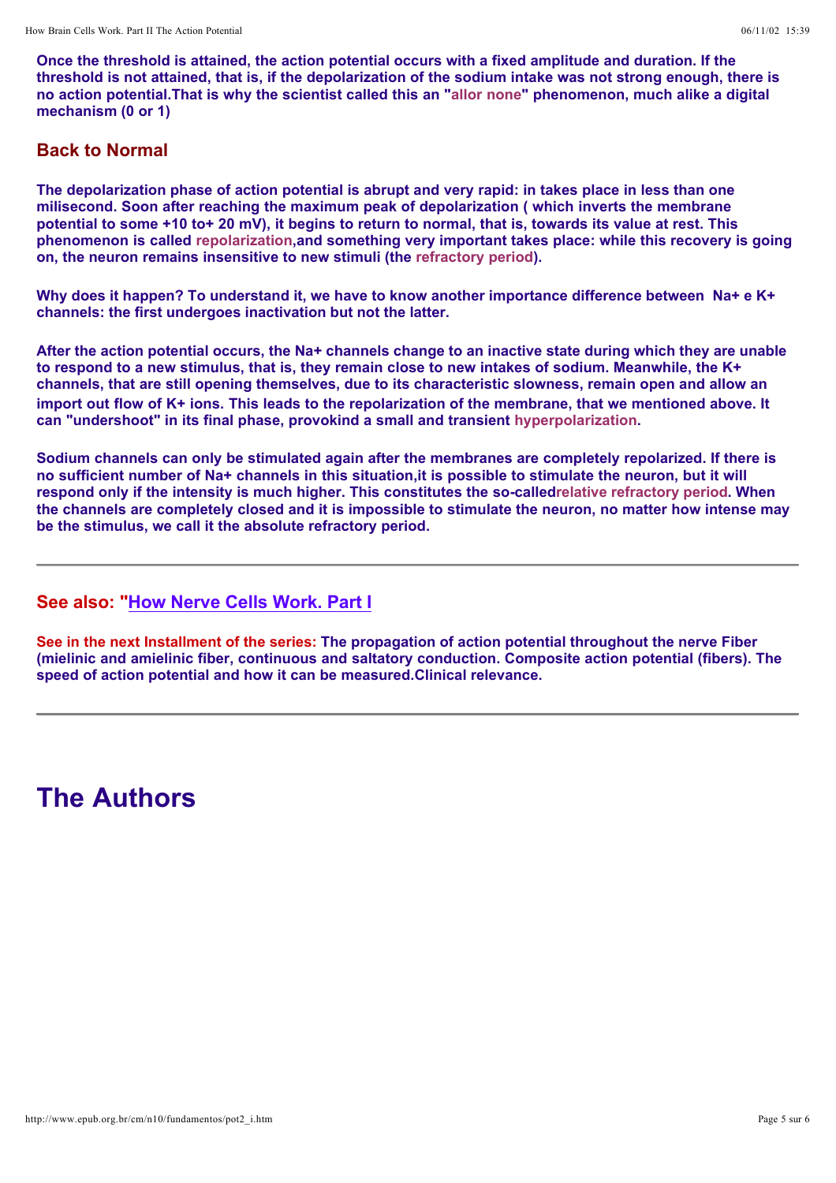**Once the threshold is attained, the action potential occurs with a fixed amplitude and duration. If the threshold is not attained, that is, if the depolarization of the sodium intake was not strong enough, there is no action potential.That is why the scientist called this an "allor none" phenomenon, much alike a digital mechanism (0 or 1)**

## Back to Normal

**The depolarization phase of action potential is abrupt and very rapid: in takes place in less than one milisecond. Soon after reaching the maximum peak of depolarization ( which inverts the membrane potential to some +10 to+ 20 mV), it begins to return to normal, that is, towards its value at rest. This phenomenon is called repolarization,and something very important takes place: while this recovery is going on, the neuron remains insensitive to new stimuli (the refractory period).**

**Why does it happen? To understand it, we have to know another importance difference between Na+ e K+ channels: the first undergoes inactivation but not the latter.**

**After the action potential occurs, the Na+ channels change to an inactive state during which they are unable to respond to a new stimulus, that is, they remain close to new intakes of sodium. Meanwhile, the K+ channels, that are still opening themselves, due to its characteristic slowness, remain open and allow an import out flow of K+ ions. This leads to the repolarization of the membrane, that we mentioned above. It can "undershoot" in its final phase, provokind a small and transient hyperpolarization.**

**Sodium channels can only be stimulated again after the membranes are completely repolarized. If there is no sufficient number of Na+ channels in this situation,it is possible to stimulate the neuron, but it will respond only if the intensity is much higher. This constitutes the so-calledrelative refractory period. When the channels are completely closed and it is impossible to stimulate the neuron, no matter how intense may be the stimulus, we call it the absolute refractory period.**

---

**See also: "How Nerve Cells Work. Part I**

**See in the next Installment of the series: The propagation of action potential throughout the nerve Fiber (mielinic and amielinic fiber, continuous and saltatory conduction. Composite action potential (fibers). The speed of action potential and how it can be measured.Clinical relevance.**

---

# The Authors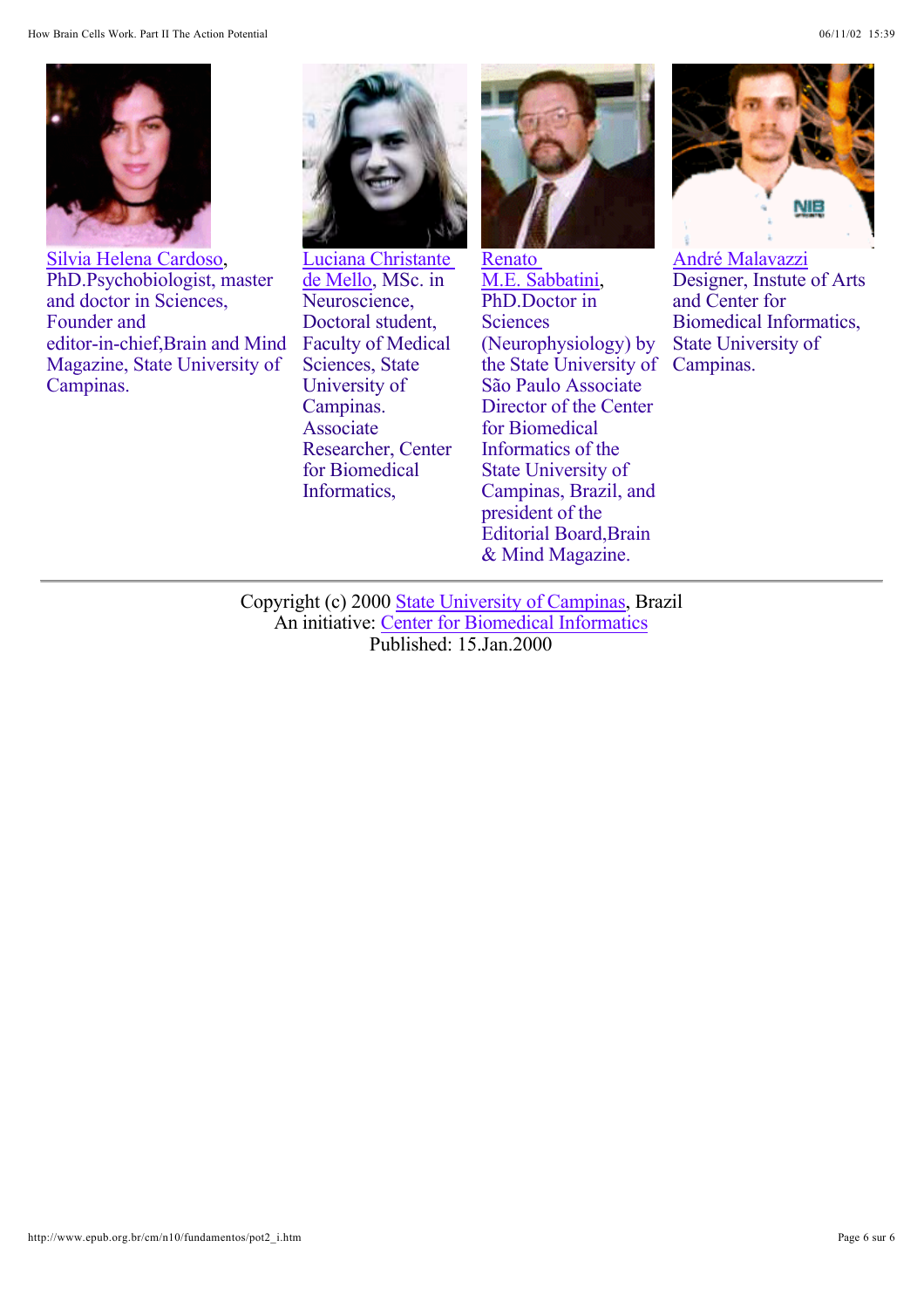Silvia Helena Cardoso, PhD.Psychobiologist, master and doctor in Sciences, Founder and editor-in-chief,Brain and Mind Magazine, State University of Campinas.

Luciana Christante de Mello, MSc. in Neuroscience, Doctoral student, Faculty of Medical Sciences, State University of Campinas. Associate Researcher, Center for Biomedical Informatics,

Renato M.E. Sabbatini, PhD.Doctor in Sciences (Neurophysiology) by the State University of São Paulo Associate Director of the Center for Biomedical Informatics of the State University of Campinas, Brazil, and president of the Editorial Board,Brain & Mind Magazine.

André Malavazzi Designer, Instute of Arts and Center for Biomedical Informatics, State University of Campinas.

---

Copyright (c) 2000 State University of Campinas, Brazil
An initiative: Center for Biomedical Informatics
Published: 15.Jan.2000